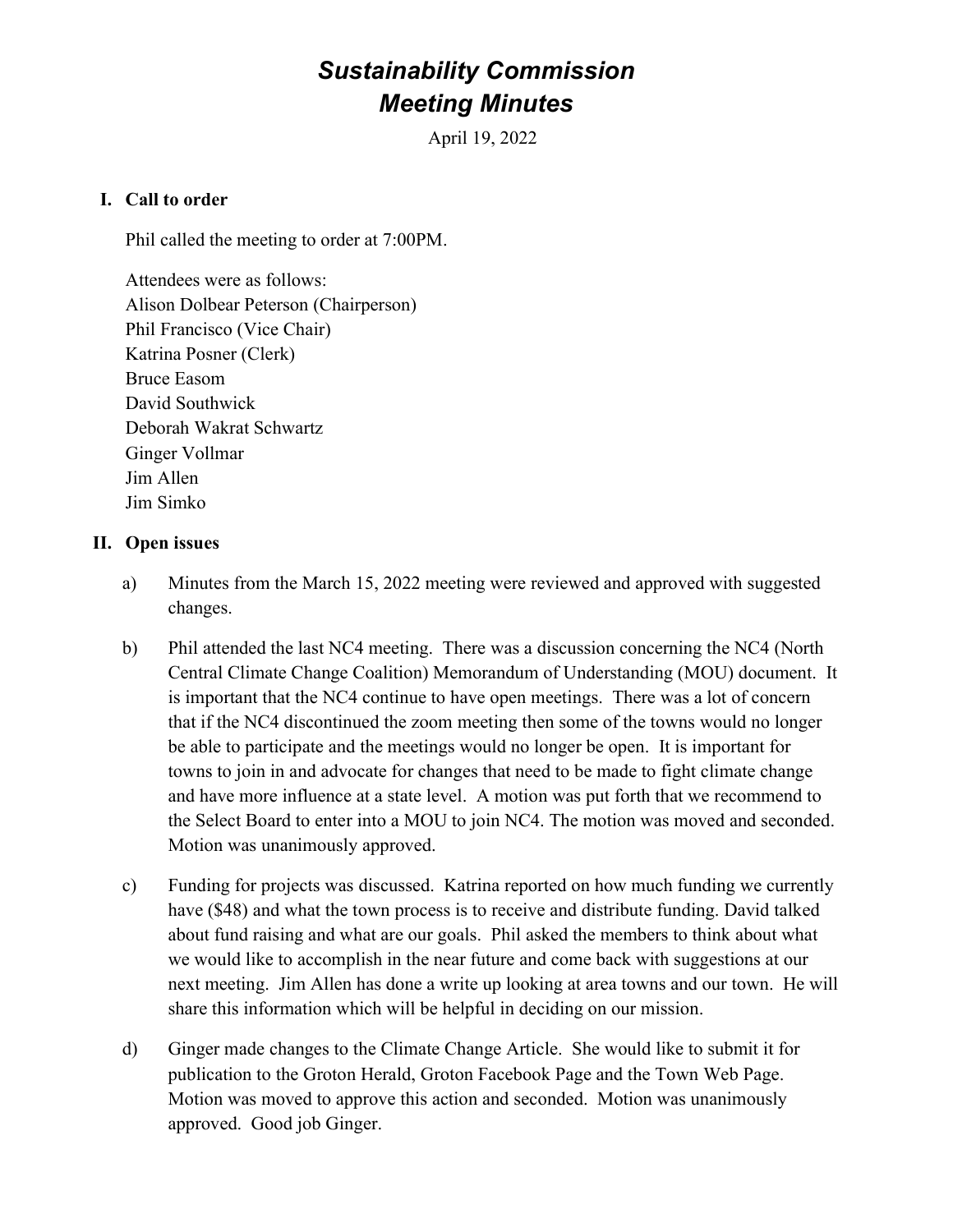# *Sustainability Commission*
# *Meeting Minutes*

April 19, 2022

## I. Call to order

Phil called the meeting to order at 7:00PM.

Attendees were as follows:
Alison Dolbear Peterson (Chairperson)
Phil Francisco (Vice Chair)
Katrina Posner (Clerk)
Bruce Easom
David Southwick
Deborah Wakrat Schwartz
Ginger Vollmar
Jim Allen
Jim Simko

## II. Open issues

a) Minutes from the March 15, 2022 meeting were reviewed and approved with suggested changes.

b) Phil attended the last NC4 meeting. There was a discussion concerning the NC4 (North Central Climate Change Coalition) Memorandum of Understanding (MOU) document. It is important that the NC4 continue to have open meetings. There was a lot of concern that if the NC4 discontinued the zoom meeting then some of the towns would no longer be able to participate and the meetings would no longer be open. It is important for towns to join in and advocate for changes that need to be made to fight climate change and have more influence at a state level. A motion was put forth that we recommend to the Select Board to enter into a MOU to join NC4. The motion was moved and seconded. Motion was unanimously approved.

c) Funding for projects was discussed. Katrina reported on how much funding we currently have ($48) and what the town process is to receive and distribute funding. David talked about fund raising and what are our goals. Phil asked the members to think about what we would like to accomplish in the near future and come back with suggestions at our next meeting. Jim Allen has done a write up looking at area towns and our town. He will share this information which will be helpful in deciding on our mission.

d) Ginger made changes to the Climate Change Article. She would like to submit it for publication to the Groton Herald, Groton Facebook Page and the Town Web Page. Motion was moved to approve this action and seconded. Motion was unanimously approved. Good job Ginger.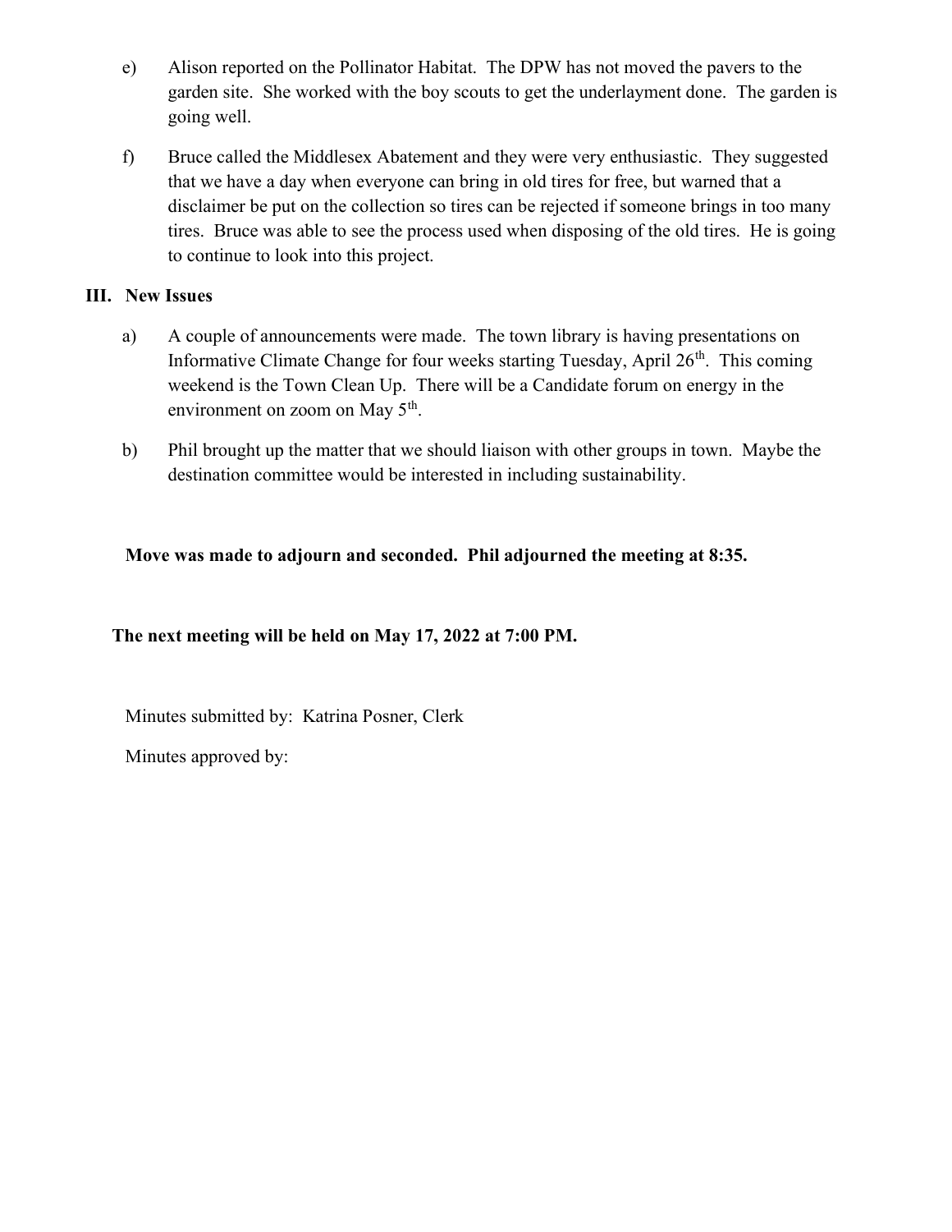e) Alison reported on the Pollinator Habitat. The DPW has not moved the pavers to the garden site. She worked with the boy scouts to get the underlayment done. The garden is going well.

f) Bruce called the Middlesex Abatement and they were very enthusiastic. They suggested that we have a day when everyone can bring in old tires for free, but warned that a disclaimer be put on the collection so tires can be rejected if someone brings in too many tires. Bruce was able to see the process used when disposing of the old tires. He is going to continue to look into this project.

## III. New Issues

a) A couple of announcements were made. The town library is having presentations on Informative Climate Change for four weeks starting Tuesday, April 26th. This coming weekend is the Town Clean Up. There will be a Candidate forum on energy in the environment on zoom on May 5th.

b) Phil brought up the matter that we should liaison with other groups in town. Maybe the destination committee would be interested in including sustainability.

**Move was made to adjourn and seconded. Phil adjourned the meeting at 8:35.**

**The next meeting will be held on May 17, 2022 at 7:00 PM.**

Minutes submitted by: Katrina Posner, Clerk

Minutes approved by: